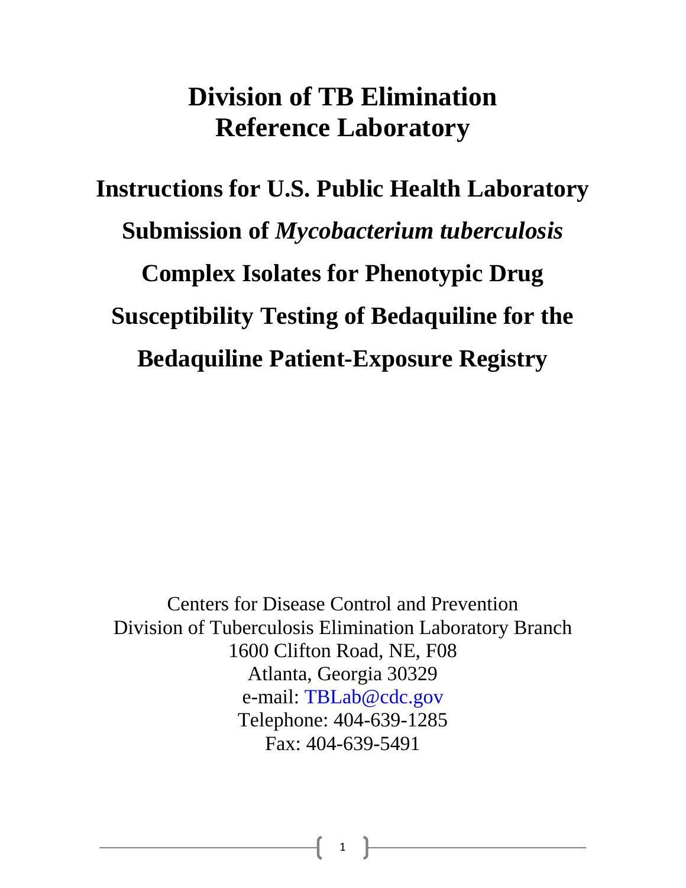# Division of TB Elimination Reference Laboratory

## Instructions for U.S. Public Health Laboratory Submission of *Mycobacterium tuberculosis* Complex Isolates for Phenotypic Drug Susceptibility Testing of Bedaquiline for the Bedaquiline Patient-Exposure Registry

Centers for Disease Control and Prevention
Division of Tuberculosis Elimination Laboratory Branch
1600 Clifton Road, NE, F08
Atlanta, Georgia 30329
e-mail: TBLab@cdc.gov
Telephone: 404-639-1285
Fax: 404-639-5491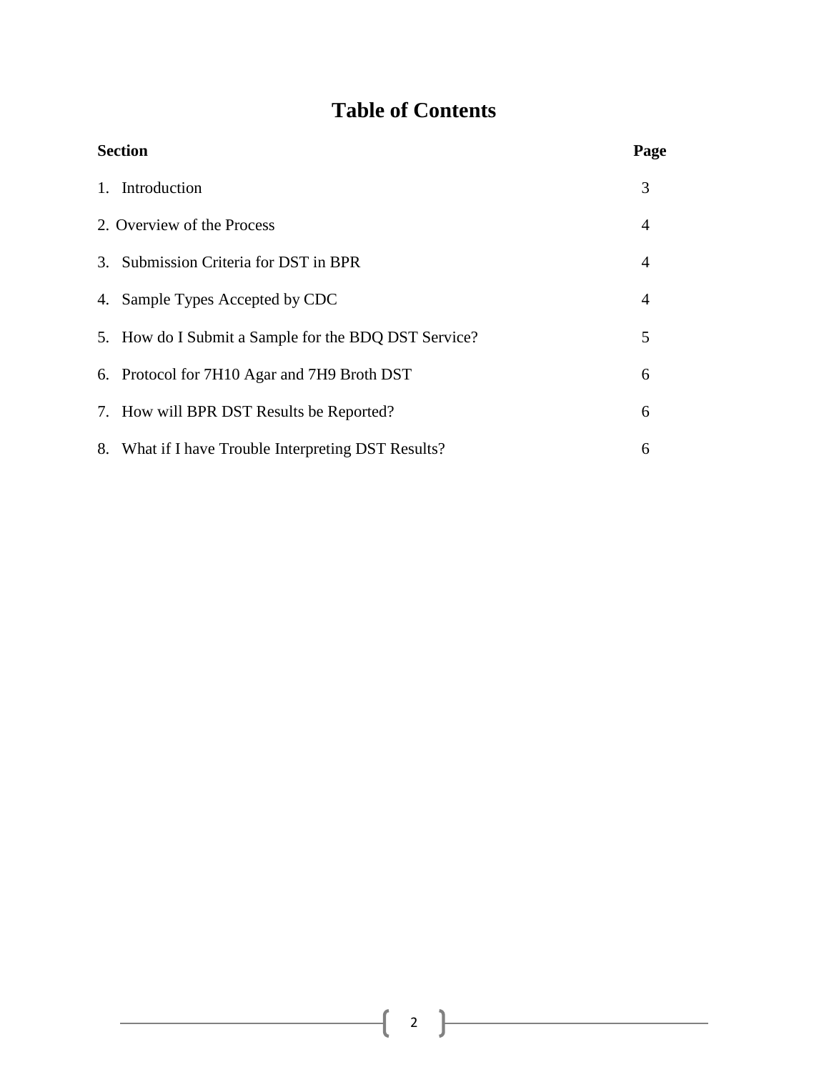# Table of Contents

| Section | Page |
|---|---|
| 1. Introduction | 3 |
| 2. Overview of the Process | 4 |
| 3. Submission Criteria for DST in BPR | 4 |
| 4. Sample Types Accepted by CDC | 4 |
| 5. How do I Submit a Sample for the BDQ DST Service? | 5 |
| 6. Protocol for 7H10 Agar and 7H9 Broth DST | 6 |
| 7. How will BPR DST Results be Reported? | 6 |
| 8. What if I have Trouble Interpreting DST Results? | 6 |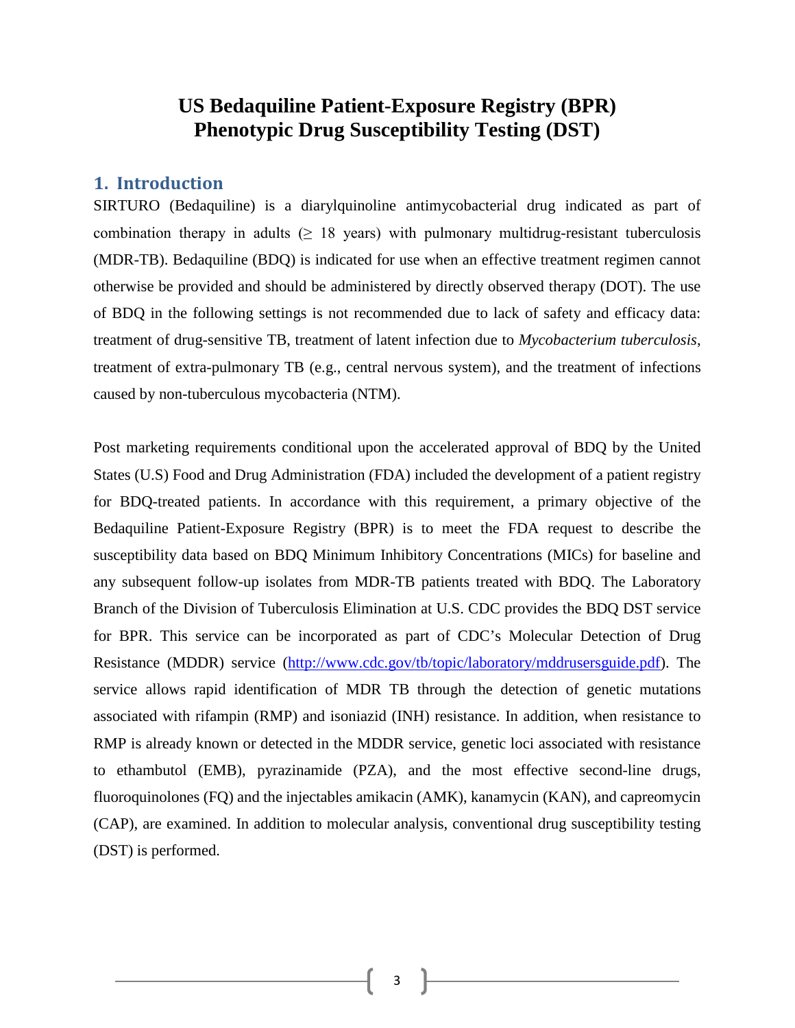# US Bedaquiline Patient-Exposure Registry (BPR) Phenotypic Drug Susceptibility Testing (DST)

## 1. Introduction

SIRTURO (Bedaquiline) is a diarylquinoline antimycobacterial drug indicated as part of combination therapy in adults ($\geq$ 18 years) with pulmonary multidrug-resistant tuberculosis (MDR-TB). Bedaquiline (BDQ) is indicated for use when an effective treatment regimen cannot otherwise be provided and should be administered by directly observed therapy (DOT). The use of BDQ in the following settings is not recommended due to lack of safety and efficacy data: treatment of drug-sensitive TB, treatment of latent infection due to *Mycobacterium tuberculosis*, treatment of extra-pulmonary TB (e.g., central nervous system), and the treatment of infections caused by non-tuberculous mycobacteria (NTM).

Post marketing requirements conditional upon the accelerated approval of BDQ by the United States (U.S) Food and Drug Administration (FDA) included the development of a patient registry for BDQ-treated patients. In accordance with this requirement, a primary objective of the Bedaquiline Patient-Exposure Registry (BPR) is to meet the FDA request to describe the susceptibility data based on BDQ Minimum Inhibitory Concentrations (MICs) for baseline and any subsequent follow-up isolates from MDR-TB patients treated with BDQ. The Laboratory Branch of the Division of Tuberculosis Elimination at U.S. CDC provides the BDQ DST service for BPR. This service can be incorporated as part of CDC's Molecular Detection of Drug Resistance (MDDR) service (http://www.cdc.gov/tb/topic/laboratory/mddrusersguide.pdf). The service allows rapid identification of MDR TB through the detection of genetic mutations associated with rifampin (RMP) and isoniazid (INH) resistance. In addition, when resistance to RMP is already known or detected in the MDDR service, genetic loci associated with resistance to ethambutol (EMB), pyrazinamide (PZA), and the most effective second-line drugs, fluoroquinolones (FQ) and the injectables amikacin (AMK), kanamycin (KAN), and capreomycin (CAP), are examined. In addition to molecular analysis, conventional drug susceptibility testing (DST) is performed.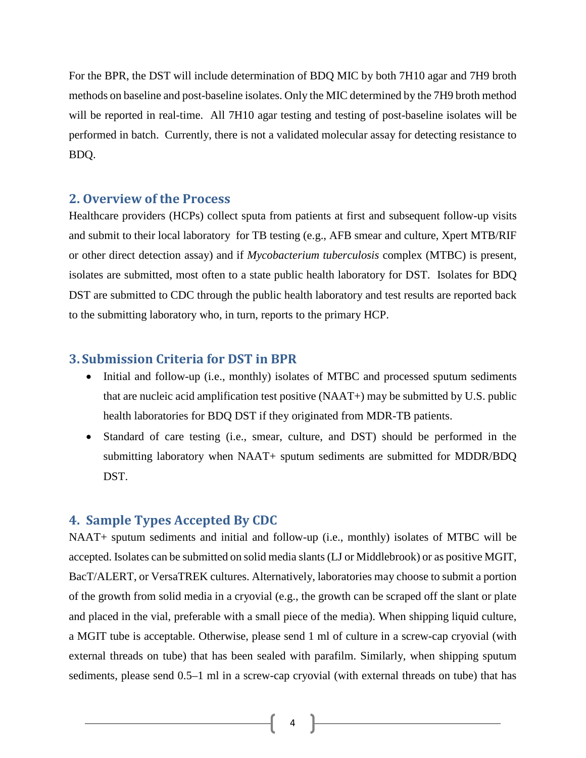For the BPR, the DST will include determination of BDQ MIC by both 7H10 agar and 7H9 broth methods on baseline and post-baseline isolates. Only the MIC determined by the 7H9 broth method will be reported in real-time. All 7H10 agar testing and testing of post-baseline isolates will be performed in batch. Currently, there is not a validated molecular assay for detecting resistance to BDQ.

## 2. Overview of the Process

Healthcare providers (HCPs) collect sputa from patients at first and subsequent follow-up visits and submit to their local laboratory for TB testing (e.g., AFB smear and culture, Xpert MTB/RIF or other direct detection assay) and if *Mycobacterium tuberculosis* complex (MTBC) is present, isolates are submitted, most often to a state public health laboratory for DST. Isolates for BDQ DST are submitted to CDC through the public health laboratory and test results are reported back to the submitting laboratory who, in turn, reports to the primary HCP.

## 3. Submission Criteria for DST in BPR

- Initial and follow-up (i.e., monthly) isolates of MTBC and processed sputum sediments that are nucleic acid amplification test positive (NAAT+) may be submitted by U.S. public health laboratories for BDQ DST if they originated from MDR-TB patients.
- Standard of care testing (i.e., smear, culture, and DST) should be performed in the submitting laboratory when NAAT+ sputum sediments are submitted for MDDR/BDQ DST.

## 4. Sample Types Accepted By CDC

NAAT+ sputum sediments and initial and follow-up (i.e., monthly) isolates of MTBC will be accepted. Isolates can be submitted on solid media slants (LJ or Middlebrook) or as positive MGIT, BacT/ALERT, or VersaTREK cultures. Alternatively, laboratories may choose to submit a portion of the growth from solid media in a cryovial (e.g., the growth can be scraped off the slant or plate and placed in the vial, preferable with a small piece of the media). When shipping liquid culture, a MGIT tube is acceptable. Otherwise, please send 1 ml of culture in a screw-cap cryovial (with external threads on tube) that has been sealed with parafilm. Similarly, when shipping sputum sediments, please send 0.5–1 ml in a screw-cap cryovial (with external threads on tube) that has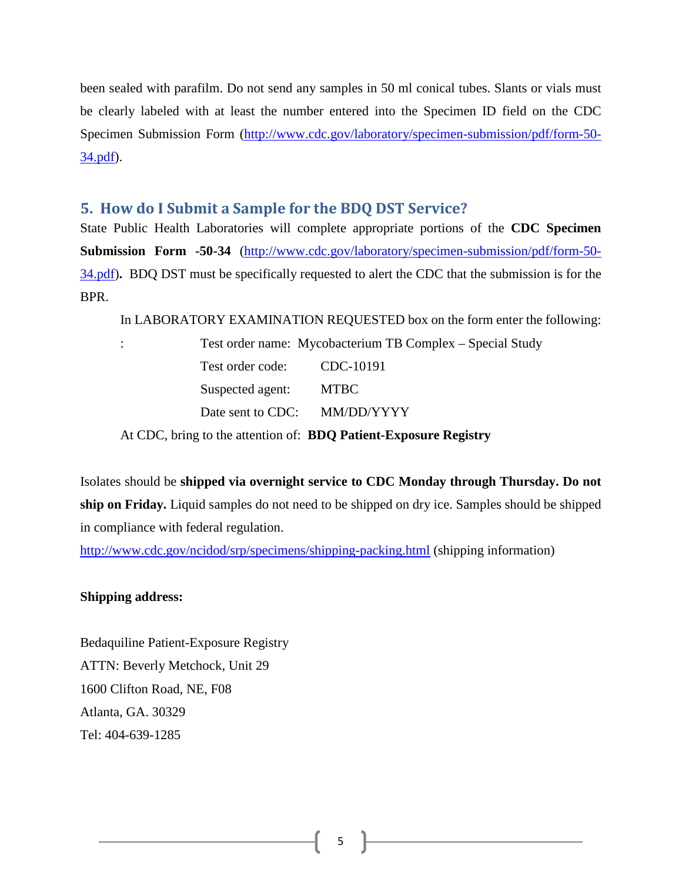been sealed with parafilm. Do not send any samples in 50 ml conical tubes. Slants or vials must be clearly labeled with at least the number entered into the Specimen ID field on the CDC Specimen Submission Form (http://www.cdc.gov/laboratory/specimen-submission/pdf/form-50-34.pdf).

## 5. How do I Submit a Sample for the BDQ DST Service?

State Public Health Laboratories will complete appropriate portions of the **CDC Specimen Submission Form -50-34** (http://www.cdc.gov/laboratory/specimen-submission/pdf/form-50-34.pdf)**.** BDQ DST must be specifically requested to alert the CDC that the submission is for the BPR.

In LABORATORY EXAMINATION REQUESTED box on the form enter the following:

:

Test order name: Mycobacterium TB Complex – Special Study

Test order code: CDC-10191

Suspected agent: MTBC

Date sent to CDC: MM/DD/YYYY

At CDC, bring to the attention of: **BDQ Patient-Exposure Registry**

Isolates should be **shipped via overnight service to CDC Monday through Thursday. Do not ship on Friday.** Liquid samples do not need to be shipped on dry ice. Samples should be shipped in compliance with federal regulation.

http://www.cdc.gov/ncidod/srp/specimens/shipping-packing.html (shipping information)

**Shipping address:**

Bedaquiline Patient-Exposure Registry  
ATTN: Beverly Metchock, Unit 29  
1600 Clifton Road, NE, F08  
Atlanta, GA. 30329  
Tel: 404-639-1285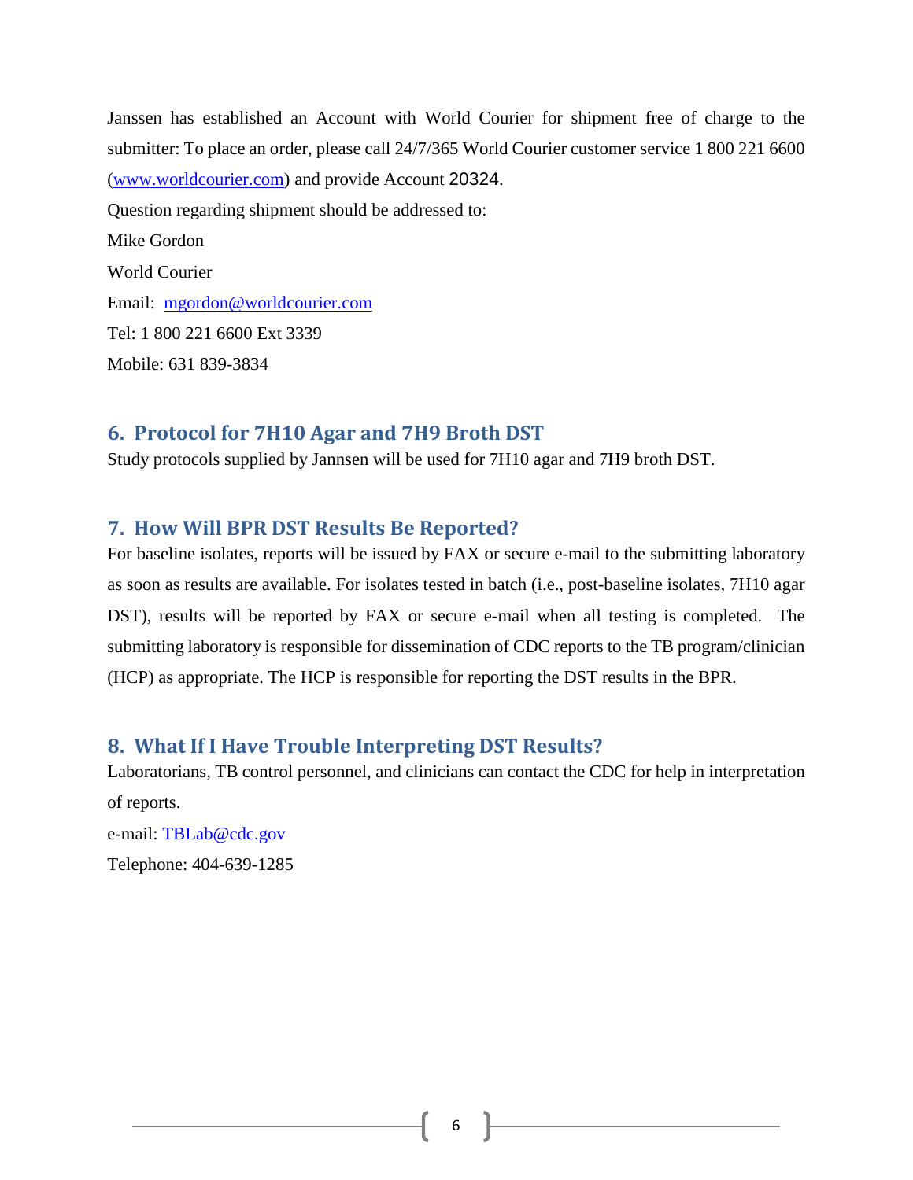Janssen has established an Account with World Courier for shipment free of charge to the submitter: To place an order, please call 24/7/365 World Courier customer service 1 800 221 6600 (www.worldcourier.com) and provide Account 20324.

Question regarding shipment should be addressed to:

Mike Gordon

World Courier

Email: mgordon@worldcourier.com

Tel: 1 800 221 6600 Ext 3339

Mobile: 631 839-3834

## 6. Protocol for 7H10 Agar and 7H9 Broth DST

Study protocols supplied by Janssen will be used for 7H10 agar and 7H9 broth DST.

## 7. How Will BPR DST Results Be Reported?

For baseline isolates, reports will be issued by FAX or secure e-mail to the submitting laboratory as soon as results are available. For isolates tested in batch (i.e., post-baseline isolates, 7H10 agar DST), results will be reported by FAX or secure e-mail when all testing is completed. The submitting laboratory is responsible for dissemination of CDC reports to the TB program/clinician (HCP) as appropriate. The HCP is responsible for reporting the DST results in the BPR.

## 8. What If I Have Trouble Interpreting DST Results?

Laboratorians, TB control personnel, and clinicians can contact the CDC for help in interpretation of reports.

e-mail: TBLab@cdc.gov

Telephone: 404-639-1285